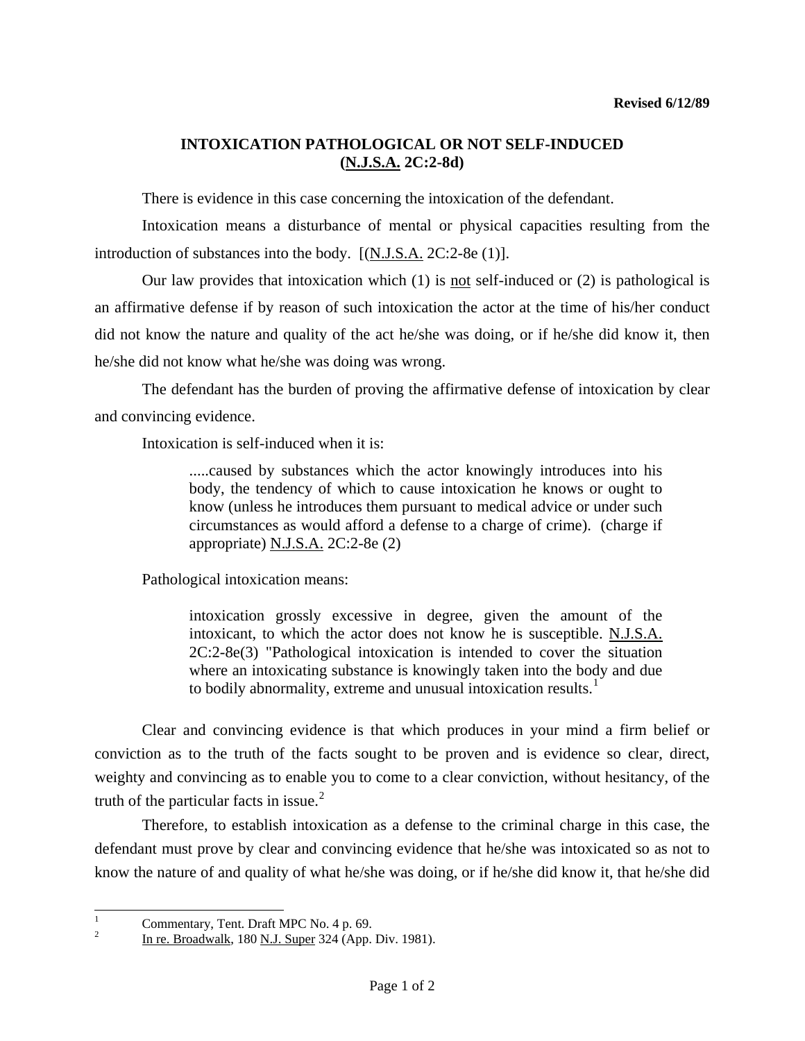**Revised 6/12/89**

## INTOXICATION PATHOLOGICAL OR NOT SELF-INDUCED (N.J.S.A. 2C:2-8d)

There is evidence in this case concerning the intoxication of the defendant.

Intoxication means a disturbance of mental or physical capacities resulting from the introduction of substances into the body. [(N.J.S.A. 2C:2-8e (1)].

Our law provides that intoxication which (1) is not self-induced or (2) is pathological is an affirmative defense if by reason of such intoxication the actor at the time of his/her conduct did not know the nature and quality of the act he/she was doing, or if he/she did know it, then he/she did not know what he/she was doing was wrong.

The defendant has the burden of proving the affirmative defense of intoxication by clear and convincing evidence.

Intoxication is self-induced when it is:

> .....caused by substances which the actor knowingly introduces into his body, the tendency of which to cause intoxication he knows or ought to know (unless he introduces them pursuant to medical advice or under such circumstances as would afford a defense to a charge of crime). (charge if appropriate) N.J.S.A. 2C:2-8e (2)

Pathological intoxication means:

> intoxication grossly excessive in degree, given the amount of the intoxicant, to which the actor does not know he is susceptible. N.J.S.A. 2C:2-8e(3) "Pathological intoxication is intended to cover the situation where an intoxicating substance is knowingly taken into the body and due to bodily abnormality, extreme and unusual intoxication results.[1]

Clear and convincing evidence is that which produces in your mind a firm belief or conviction as to the truth of the facts sought to be proven and is evidence so clear, direct, weighty and convincing as to enable you to come to a clear conviction, without hesitancy, of the truth of the particular facts in issue.[2]

Therefore, to establish intoxication as a defense to the criminal charge in this case, the defendant must prove by clear and convincing evidence that he/she was intoxicated so as not to know the nature of and quality of what he/she was doing, or if he/she did know it, that he/she did

---

[1] Commentary, Tent. Draft MPC No. 4 p. 69.

[2] In re. Broadwalk, 180 N.J. Super 324 (App. Div. 1981).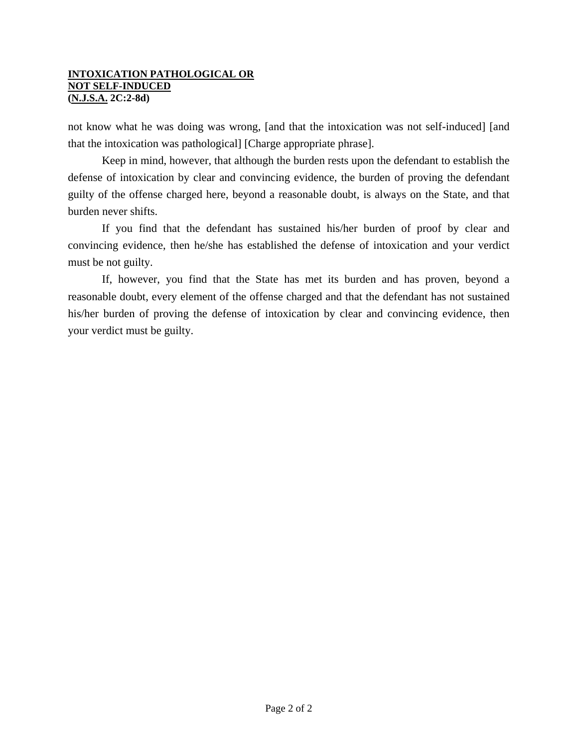not know what he was doing was wrong, [and that the intoxication was not self-induced] [and that the intoxication was pathological] [Charge appropriate phrase].

Keep in mind, however, that although the burden rests upon the defendant to establish the defense of intoxication by clear and convincing evidence, the burden of proving the defendant guilty of the offense charged here, beyond a reasonable doubt, is always on the State, and that burden never shifts.

If you find that the defendant has sustained his/her burden of proof by clear and convincing evidence, then he/she has established the defense of intoxication and your verdict must be not guilty.

If, however, you find that the State has met its burden and has proven, beyond a reasonable doubt, every element of the offense charged and that the defendant has not sustained his/her burden of proving the defense of intoxication by clear and convincing evidence, then your verdict must be guilty.